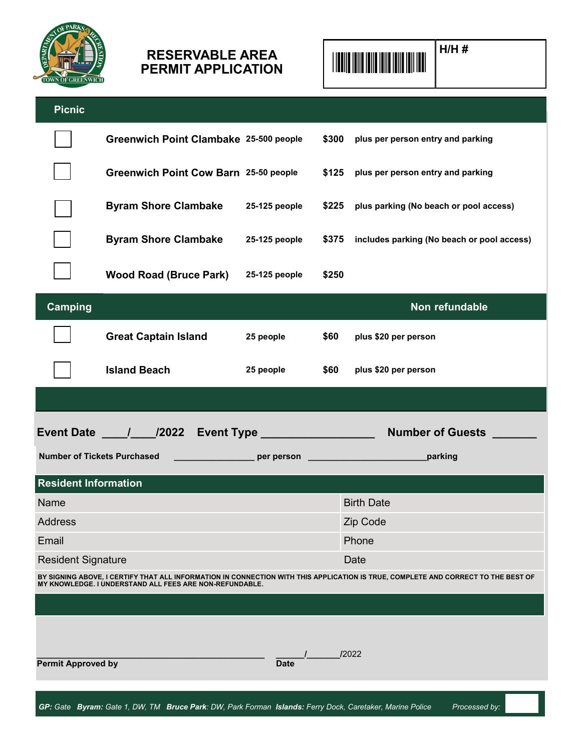# RESERVABLE AREA PERMIT APPLICATION

**H/H #**

## Picnic

| | Location | Capacity | Fee | Notes |
|---|---|---|---|---|
| ☐ | **Greenwich Point Clambake** | 25-500 people | $300 | plus per person entry and parking |
| ☐ | **Greenwich Point Cow Barn** | 25-50 people | $125 | plus per person entry and parking |
| ☐ | **Byram Shore Clambake** | 25-125 people | $225 | plus parking (No beach or pool access) |
| ☐ | **Byram Shore Clambake** | 25-125 people | $375 | includes parking (No beach or pool access) |
| ☐ | **Wood Road (Bruce Park)** | 25-125 people | $250 | |

## Camping

**Non refundable**

| | Location | Capacity | Fee | Notes |
|---|---|---|---|---|
| ☐ | **Great Captain Island** | 25 people | $60 | plus $20 per person |
| ☐ | **Island Beach** | 25 people | $60 | plus $20 per person |

**Event Date** ____/____/2022 **Event Type** __________________ **Number of Guests** _______

**Number of Tickets Purchased** ________________ **per person** ________________________**parking**

## Resident Information

| | |
|---|---|
| Name | Birth Date |
| Address | Zip Code |
| Email | Phone |
| Resident Signature | Date |

BY SIGNING ABOVE, I CERTIFY THAT ALL INFORMATION IN CONNECTION WITH THIS APPLICATION IS TRUE, COMPLETE AND CORRECT TO THE BEST OF MY KNOWLEDGE. I UNDERSTAND ALL FEES ARE NON-REFUNDABLE.

_______________________________________________ ______/_______/2022

**Permit Approved by** **Date**

***GP:*** *Gate* ***Byram:*** *Gate 1, DW, TM* ***Bruce Park****: DW, Park Forman* ***Islands:*** *Ferry Dock, Caretaker, Marine Police* *Processed by:*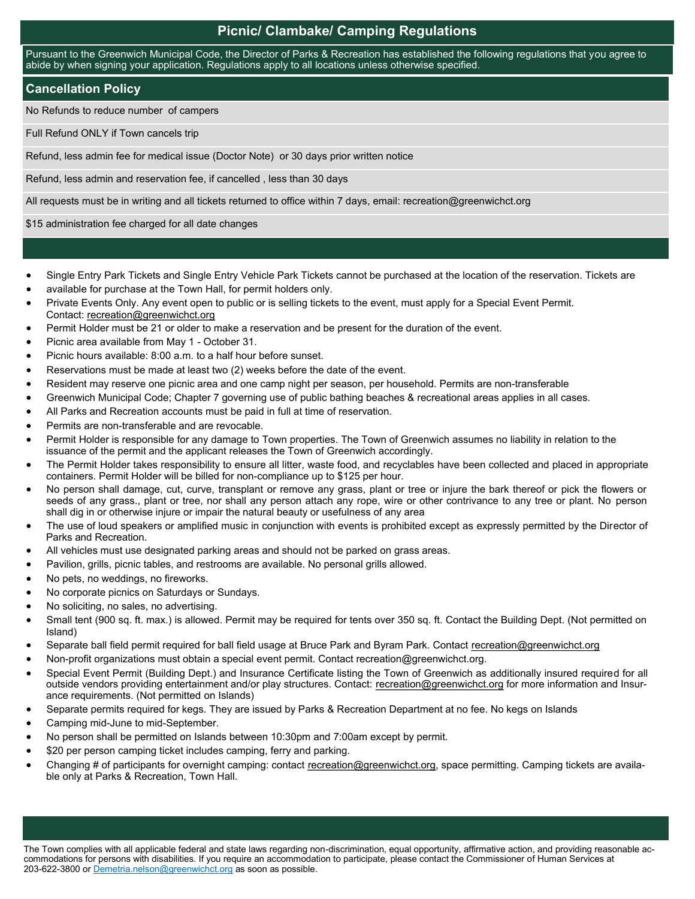## Picnic/ Clambake/ Camping Regulations

Pursuant to the Greenwich Municipal Code, the Director of Parks & Recreation has established the following regulations that you agree to abide by when signing your application. Regulations apply to all locations unless otherwise specified.

### Cancellation Policy

No Refunds to reduce number of campers

Full Refund ONLY if Town cancels trip

Refund, less admin fee for medical issue (Doctor Note) or 30 days prior written notice

Refund, less admin and reservation fee, if cancelled , less than 30 days

All requests must be in writing and all tickets returned to office within 7 days, email: recreation@greenwichct.org

$15 administration fee charged for all date changes

- Single Entry Park Tickets and Single Entry Vehicle Park Tickets cannot be purchased at the location of the reservation. Tickets are
- available for purchase at the Town Hall, for permit holders only.
- Private Events Only. Any event open to public or is selling tickets to the event, must apply for a Special Event Permit. Contact: recreation@greenwichct.org
- Permit Holder must be 21 or older to make a reservation and be present for the duration of the event.
- Picnic area available from May 1 - October 31.
- Picnic hours available: 8:00 a.m. to a half hour before sunset.
- Reservations must be made at least two (2) weeks before the date of the event.
- Resident may reserve one picnic area and one camp night per season, per household. Permits are non-transferable
- Greenwich Municipal Code; Chapter 7 governing use of public bathing beaches & recreational areas applies in all cases.
- All Parks and Recreation accounts must be paid in full at time of reservation.
- Permits are non-transferable and are revocable.
- Permit Holder is responsible for any damage to Town properties. The Town of Greenwich assumes no liability in relation to the issuance of the permit and the applicant releases the Town of Greenwich accordingly.
- The Permit Holder takes responsibility to ensure all litter, waste food, and recyclables have been collected and placed in appropriate containers. Permit Holder will be billed for non-compliance up to $125 per hour.
- No person shall damage, cut, curve, transplant or remove any grass, plant or tree or injure the bark thereof or pick the flowers or seeds of any grass., plant or tree, nor shall any person attach any rope, wire or other contrivance to any tree or plant. No person shall dig in or otherwise injure or impair the natural beauty or usefulness of any area
- The use of loud speakers or amplified music in conjunction with events is prohibited except as expressly permitted by the Director of Parks and Recreation.
- All vehicles must use designated parking areas and should not be parked on grass areas.
- Pavilion, grills, picnic tables, and restrooms are available. No personal grills allowed.
- No pets, no weddings, no fireworks.
- No corporate picnics on Saturdays or Sundays.
- No soliciting, no sales, no advertising.
- Small tent (900 sq. ft. max.) is allowed. Permit may be required for tents over 350 sq. ft. Contact the Building Dept. (Not permitted on Island)
- Separate ball field permit required for ball field usage at Bruce Park and Byram Park. Contact recreation@greenwichct.org
- Non-profit organizations must obtain a special event permit. Contact recreation@greenwichct.org.
- Special Event Permit (Building Dept.) and Insurance Certificate listing the Town of Greenwich as additionally insured required for all outside vendors providing entertainment and/or play structures. Contact: recreation@greenwichct.org for more information and Insurance requirements. (Not permitted on Islands)
- Separate permits required for kegs. They are issued by Parks & Recreation Department at no fee. No kegs on Islands
- Camping mid-June to mid-September.
- No person shall be permitted on Islands between 10:30pm and 7:00am except by permit.
- $20 per person camping ticket includes camping, ferry and parking.
- Changing # of participants for overnight camping: contact recreation@greenwichct.org, space permitting. Camping tickets are available only at Parks & Recreation, Town Hall.

The Town complies with all applicable federal and state laws regarding non-discrimination, equal opportunity, affirmative action, and providing reasonable accommodations for persons with disabilities. If you require an accommodation to participate, please contact the Commissioner of Human Services at 203-622-3800 or Demetria.nelson@greenwichct.org as soon as possible.